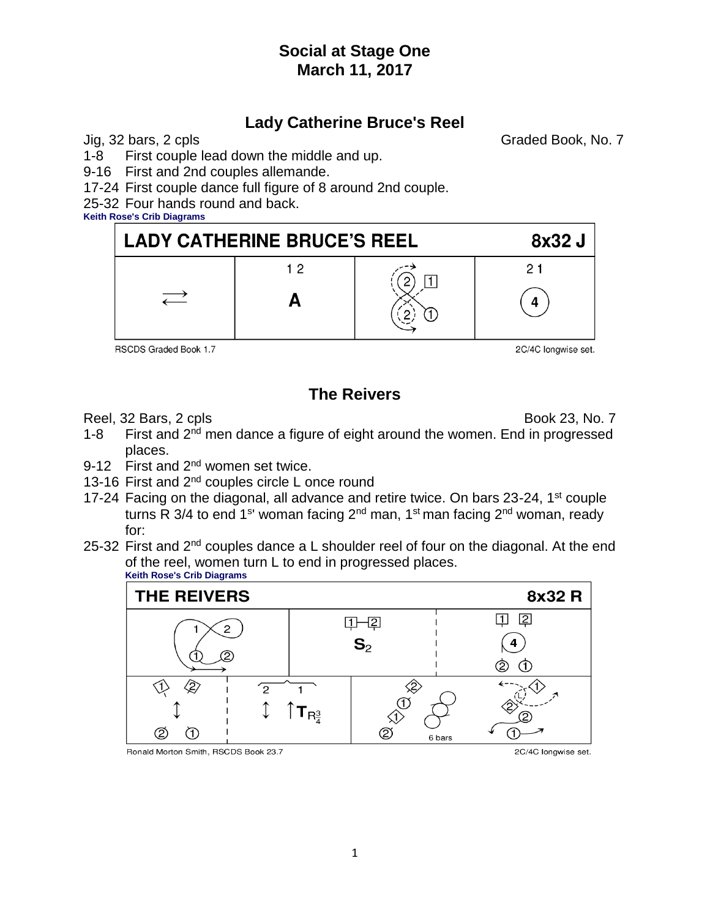# Social at Stage One
# March 11, 2017

## Lady Catherine Bruce's Reel

Jig, 32 bars, 2 cpls — Graded Book, No. 7

1-8 First couple lead down the middle and up.
9-16 First and 2nd couples allemande.
17-24 First couple dance full figure of 8 around 2nd couple.
25-32 Four hands round and back.

**Keith Rose's Crib Diagrams**

| LADY CATHERINE BRUCE'S REEL | | | 8x32 J |
|---|---|---|---|
| ⇄ | 1 2<br>A | (figure of 8 around 2) | 2 1<br>4 |

RSCDS Graded Book 1.7 — 2C/4C longwise set.

## The Reivers

Reel, 32 Bars, 2 cpls — Book 23, No. 7

1-8 First and 2nd men dance a figure of eight around the women. End in progressed places.
9-12 First and 2nd women set twice.
13-16 First and 2nd couples circle L once round
17-24 Facing on the diagonal, all advance and retire twice. On bars 23-24, 1st couple turns R 3/4 to end 1st woman facing 2nd man, 1st man facing 2nd woman, ready for:
25-32 First and 2nd couples dance a L shoulder reel of four on the diagonal. At the end of the reel, women turn L to end in progressed places.

**Keith Rose's Crib Diagrams**

| THE REIVERS | | | 8x32 R |
|---|---|---|---|
| 1 2 / ① ② (figure of 8) | 1 2<br>$S_2$ | | 1 2<br>4<br>② ① |
| ↕ | ↕ ↑$T_{R\frac{3}{4}}$ | reel, 6 bars | L |

Ronald Morton Smith, RSCDS Book 23.7 — 2C/4C longwise set.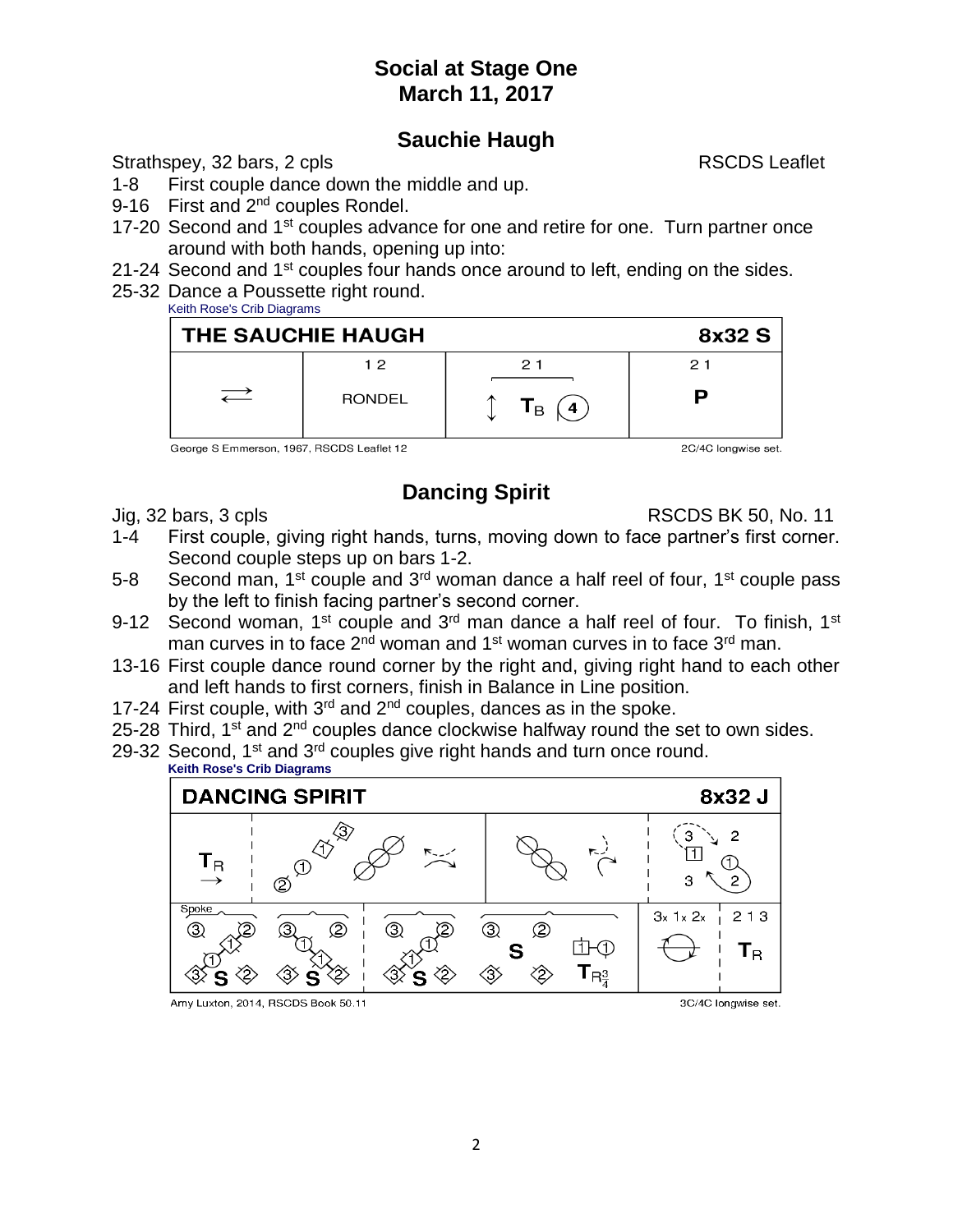## Social at Stage One
## March 11, 2017

### Sauchie Haugh

Strathspey, 32 bars, 2 cpls — RSCDS Leaflet

- 1-8 First couple dance down the middle and up.
- 9-16 First and 2nd couples Rondel.
- 17-20 Second and 1st couples advance for one and retire for one. Turn partner once around with both hands, opening up into:
- 21-24 Second and 1st couples four hands once around to left, ending on the sides.
- 25-32 Dance a Poussette right round.

Keith Rose's Crib Diagrams

| THE SAUCHIE HAUGH | | | 8x32 S |
|---|---|---|---|
| ⇄ | 1 2 RONDEL | 2 1 ↕ $T_B$ (4) | 2 1 P |

George S Emmerson, 1967, RSCDS Leaflet 12 — 2C/4C longwise set.

### Dancing Spirit

Jig, 32 bars, 3 cpls — RSCDS BK 50, No. 11

- 1-4 First couple, giving right hands, turns, moving down to face partner's first corner. Second couple steps up on bars 1-2.
- 5-8 Second man, 1st couple and 3rd woman dance a half reel of four, 1st couple pass by the left to finish facing partner's second corner.
- 9-12 Second woman, 1st couple and 3rd man dance a half reel of four. To finish, 1st man curves in to face 2nd woman and 1st woman curves in to face 3rd man.
- 13-16 First couple dance round corner by the right and, giving right hand to each other and left hands to first corners, finish in Balance in Line position.
- 17-24 First couple, with 3rd and 2nd couples, dances as in the spoke.
- 25-28 Third, 1st and 2nd couples dance clockwise halfway round the set to own sides.
- 29-32 Second, 1st and 3rd couples give right hands and turn once round.

Keith Rose's Crib Diagrams

| DANCING SPIRIT | | | 8x32 J |
|---|---|---|---|
| $T_R$ → | (half reels of four) | (half reel of four) | 3 2 / 1 / 3 2 |
| Spoke: S S S | S $T_{R\frac{3}{4}}$ | 3x 1x 2x (circle) | 2 1 3 $T_R$ |

Amy Luxton, 2014, RSCDS Book 50.11 — 3C/4C longwise set.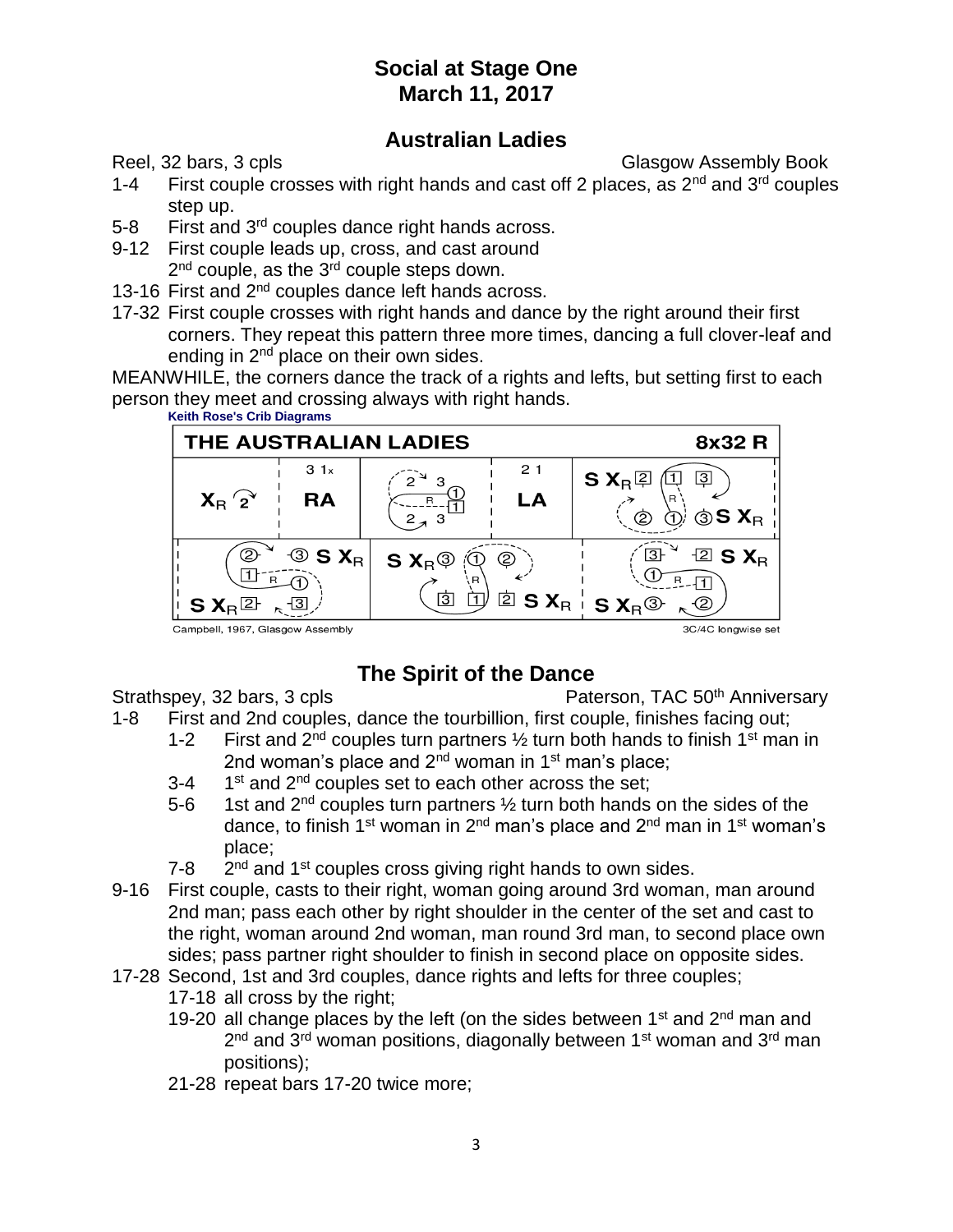# Social at Stage One
# March 11, 2017

## Australian Ladies

Reel, 32 bars, 3 cpls Glasgow Assembly Book

1-4 First couple crosses with right hands and cast off 2 places, as 2nd and 3rd couples step up.
5-8 First and 3rd couples dance right hands across.
9-12 First couple leads up, cross, and cast around 2nd couple, as the 3rd couple steps down.
13-16 First and 2nd couples dance left hands across.
17-32 First couple crosses with right hands and dance by the right around their first corners. They repeat this pattern three more times, dancing a full clover-leaf and ending in 2nd place on their own sides.

MEANWHILE, the corners dance the track of a rights and lefts, but setting first to each person they meet and crossing always with right hands.

**Keith Rose's Crib Diagrams**

THE AUSTRALIAN LADIES 8x32 R

$X_R$ 2 | 3 1x RA | 2 3 R 1 1 2 3 | 2 1 LA | S $X_R$ 2 1 3 R 2 1 3 S $X_R$

2 3 S $X_R$ 1 R 1 S $X_R$ 2 3 | S $X_R$ 3 1 2 R 3 1 2 S $X_R$ | 3 2 S $X_R$ 1 R 1 S $X_R$ 3 2

Campbell, 1967, Glasgow Assembly 3C/4C longwise set

## The Spirit of the Dance

Strathspey, 32 bars, 3 cpls Paterson, TAC 50th Anniversary

1-8 First and 2nd couples, dance the tourbillion, first couple, finishes facing out;
  1-2 First and 2nd couples turn partners ½ turn both hands to finish 1st man in 2nd woman's place and 2nd woman in 1st man's place;
  3-4 1st and 2nd couples set to each other across the set;
  5-6 1st and 2nd couples turn partners ½ turn both hands on the sides of the dance, to finish 1st woman in 2nd man's place and 2nd man in 1st woman's place;
  7-8 2nd and 1st couples cross giving right hands to own sides.
9-16 First couple, casts to their right, woman going around 3rd woman, man around 2nd man; pass each other by right shoulder in the center of the set and cast to the right, woman around 2nd woman, man round 3rd man, to second place own sides; pass partner right shoulder to finish in second place on opposite sides.
17-28 Second, 1st and 3rd couples, dance rights and lefts for three couples;
  17-18 all cross by the right;
  19-20 all change places by the left (on the sides between 1st and 2nd man and 2nd and 3rd woman positions, diagonally between 1st woman and 3rd man positions);
  21-28 repeat bars 17-20 twice more;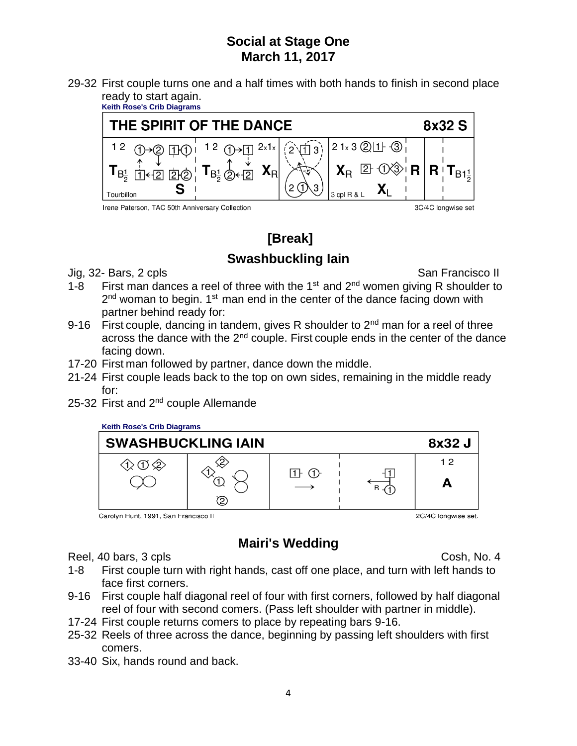# Social at Stage One
## March 11, 2017

29-32 First couple turns one and a half times with both hands to finish in second place ready to start again.

**Keith Rose's Crib Diagrams**

**THE SPIRIT OF THE DANCE** — 8x32 S

Irene Paterson, TAC 50th Anniversary Collection — 3C/4C longwise set

## [Break]

## Swashbuckling Iain

Jig, 32- Bars, 2 cpls — San Francisco II

1-8 First man dances a reel of three with the 1st and 2nd women giving R shoulder to 2nd woman to begin. 1st man end in the center of the dance facing down with partner behind ready for:

9-16 First couple, dancing in tandem, gives R shoulder to 2nd man for a reel of three across the dance with the 2nd couple. First couple ends in the center of the dance facing down.

17-20 First man followed by partner, dance down the middle.

21-24 First couple leads back to the top on own sides, remaining in the middle ready for:

25-32 First and 2nd couple Allemande

**Keith Rose's Crib Diagrams**

**SWASHBUCKLING IAIN** — 8x32 J

Carolyn Hunt, 1991, San Francisco II — 2C/4C longwise set.

## Mairi's Wedding

Reel, 40 bars, 3 cpls — Cosh, No. 4

1-8 First couple turn with right hands, cast off one place, and turn with left hands to face first corners.

9-16 First couple half diagonal reel of four with first corners, followed by half diagonal reel of four with second comers. (Pass left shoulder with partner in middle).

17-24 First couple returns comers to place by repeating bars 9-16.

25-32 Reels of three across the dance, beginning by passing left shoulders with first comers.

33-40 Six, hands round and back.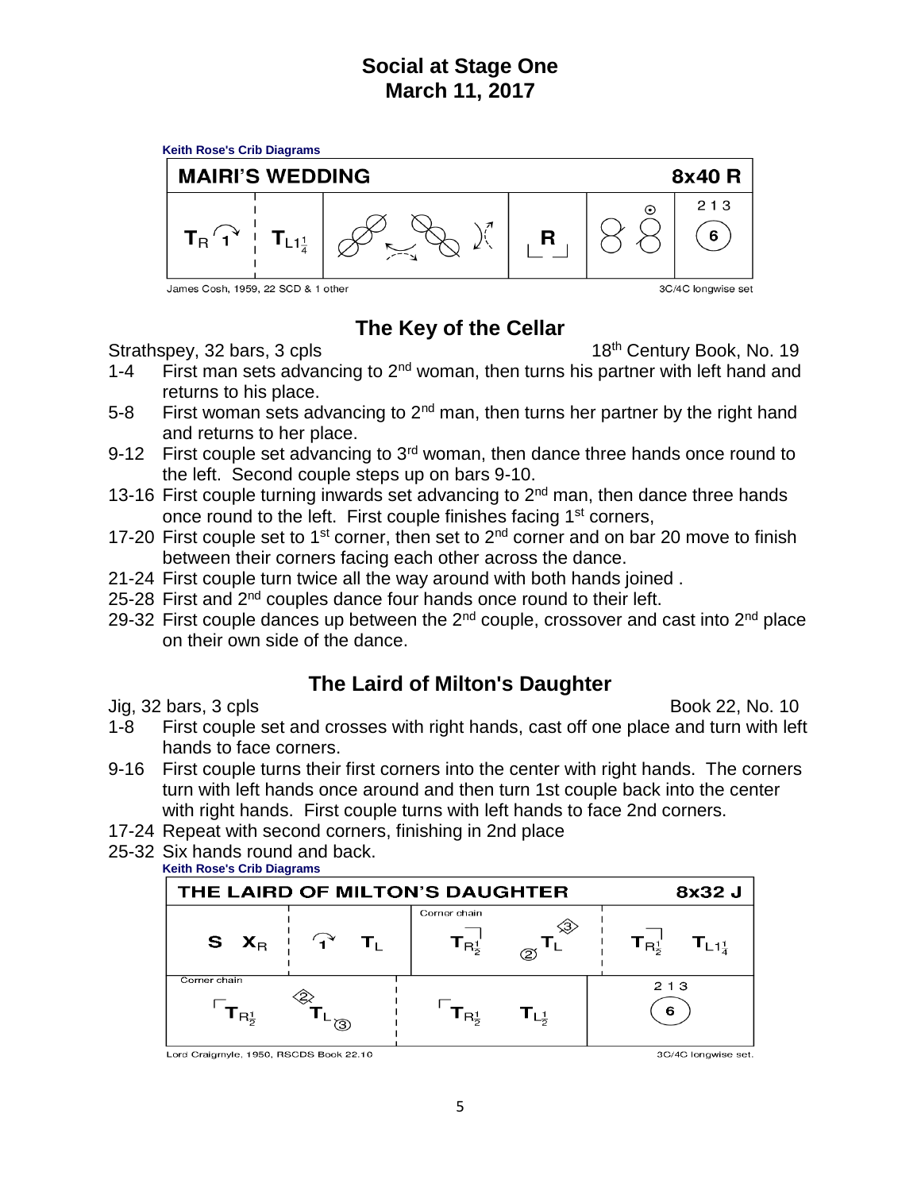# Social at Stage One
# March 11, 2017

**Keith Rose's Crib Diagrams**

| MAIRI'S WEDDING | | | | | 8x40 R |
|---|---|---|---|---|---|
| $T_R$ 1 ¦ $T_{L1\frac{1}{4}}$ | | | R | | 2 1 3 (6) |

James Cosh, 1959, 22 SCD & 1 other — 3C/4C longwise set

## The Key of the Cellar

Strathspey, 32 bars, 3 cpls — 18th Century Book, No. 19

- 1-4 First man sets advancing to 2nd woman, then turns his partner with left hand and returns to his place.
- 5-8 First woman sets advancing to 2nd man, then turns her partner by the right hand and returns to her place.
- 9-12 First couple set advancing to 3rd woman, then dance three hands once round to the left. Second couple steps up on bars 9-10.
- 13-16 First couple turning inwards set advancing to 2nd man, then dance three hands once round to the left. First couple finishes facing 1st corners,
- 17-20 First couple set to 1st corner, then set to 2nd corner and on bar 20 move to finish between their corners facing each other across the dance.
- 21-24 First couple turn twice all the way around with both hands joined .
- 25-28 First and 2nd couples dance four hands once round to their left.
- 29-32 First couple dances up between the 2nd couple, crossover and cast into 2nd place on their own side of the dance.

## The Laird of Milton's Daughter

Jig, 32 bars, 3 cpls — Book 22, No. 10

- 1-8 First couple set and crosses with right hands, cast off one place and turn with left hands to face corners.
- 9-16 First couple turns their first corners into the center with right hands. The corners turn with left hands once around and then turn 1st couple back into the center with right hands. First couple turns with left hands to face 2nd corners.
- 17-24 Repeat with second corners, finishing in 2nd place
- 25-32 Six hands round and back.

**Keith Rose's Crib Diagrams**

| THE LAIRD OF MILTON'S DAUGHTER | | 8x32 J |
|---|---|---|
| S $X_R$ ¦ 1 $T_L$ | Corner chain: $T_{R\frac{1}{2}}$ $T_L$ (3) | $T_{R\frac{1}{2}}$ $T_{L1\frac{1}{4}}$ |
| Corner chain: $T_{R\frac{1}{2}}$ $T_L$ (2) | $T_{R\frac{1}{2}}$ $T_{L\frac{1}{2}}$ | 2 1 3 (6) |

Lord Craigmyle, 1950, RSCDS Book 22.10 — 3C/4C longwise set.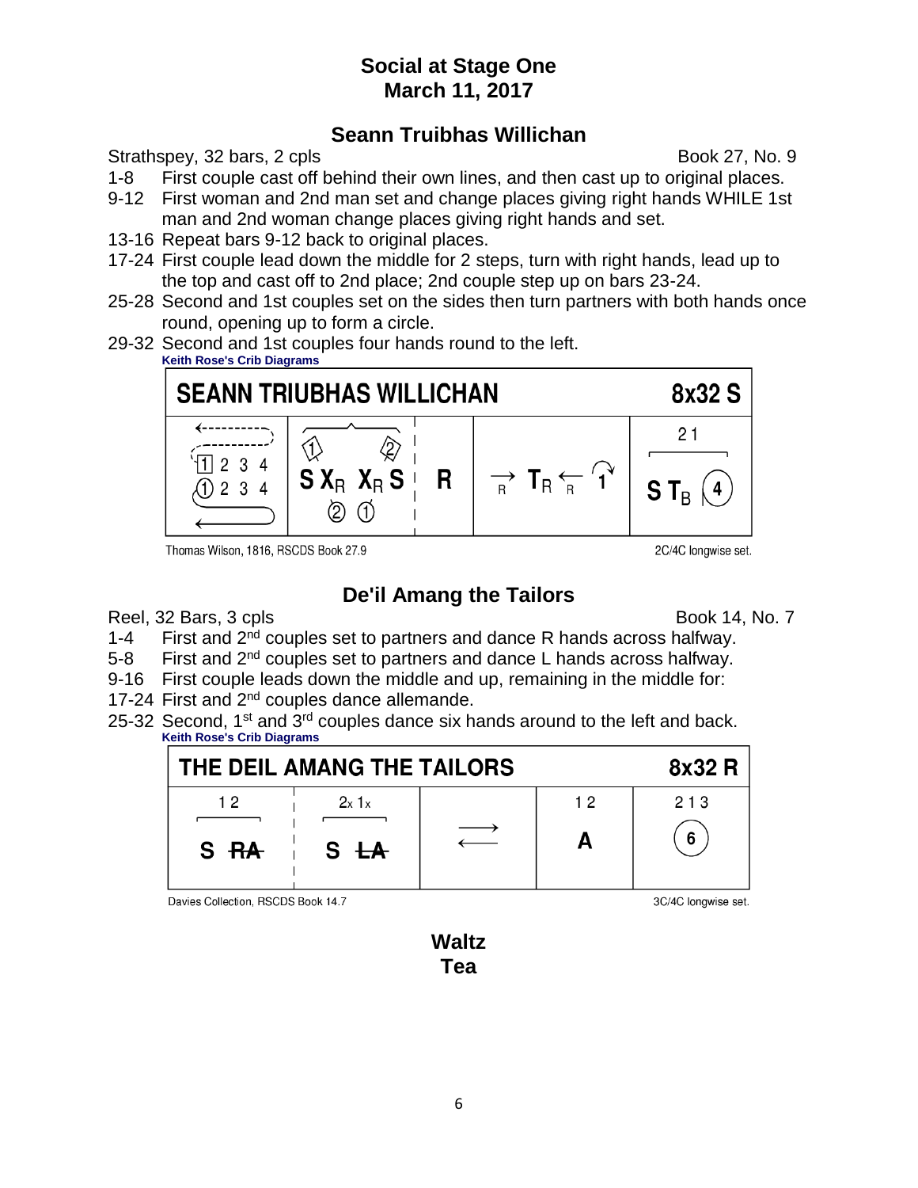# Social at Stage One
# March 11, 2017

## Seann Truibhas Willichan

Strathspey, 32 bars, 2 cpls Book 27, No. 9

1-8 First couple cast off behind their own lines, and then cast up to original places.

9-12 First woman and 2nd man set and change places giving right hands WHILE 1st man and 2nd woman change places giving right hands and set.

13-16 Repeat bars 9-12 back to original places.

17-24 First couple lead down the middle for 2 steps, turn with right hands, lead up to the top and cast off to 2nd place; 2nd couple step up on bars 23-24.

25-28 Second and 1st couples set on the sides then turn partners with both hands once round, opening up to form a circle.

29-32 Second and 1st couples four hands round to the left.

**Keith Rose's Crib Diagrams**

SEANN TRIUBHAS WILLICHAN 8x32 S

1 2 3 4
1 2 3 4

1 2
S $X_R$ $X_R$ S R
2 1

$\rightarrow_R$ $T_R$ $\leftarrow_R$ 1

2 1
S $T_B$ 4

Thomas Wilson, 1816, RSCDS Book 27.9

2C/4C longwise set.

## De'il Amang the Tailors

Reel, 32 Bars, 3 cpls Book 14, No. 7

1-4 First and 2nd couples set to partners and dance R hands across halfway.

5-8 First and 2nd couples set to partners and dance L hands across halfway.

9-16 First couple leads down the middle and up, remaining in the middle for:

17-24 First and 2nd couples dance allemande.

25-32 Second, 1st and 3rd couples dance six hands around to the left and back.

**Keith Rose's Crib Diagrams**

THE DEIL AMANG THE TAILORS 8x32 R

1 2
S RA

2x 1x
S LA

⟶ ⟵

1 2
A

2 1 3
6

Davies Collection, RSCDS Book 14.7

3C/4C longwise set.

**Waltz**
**Tea**